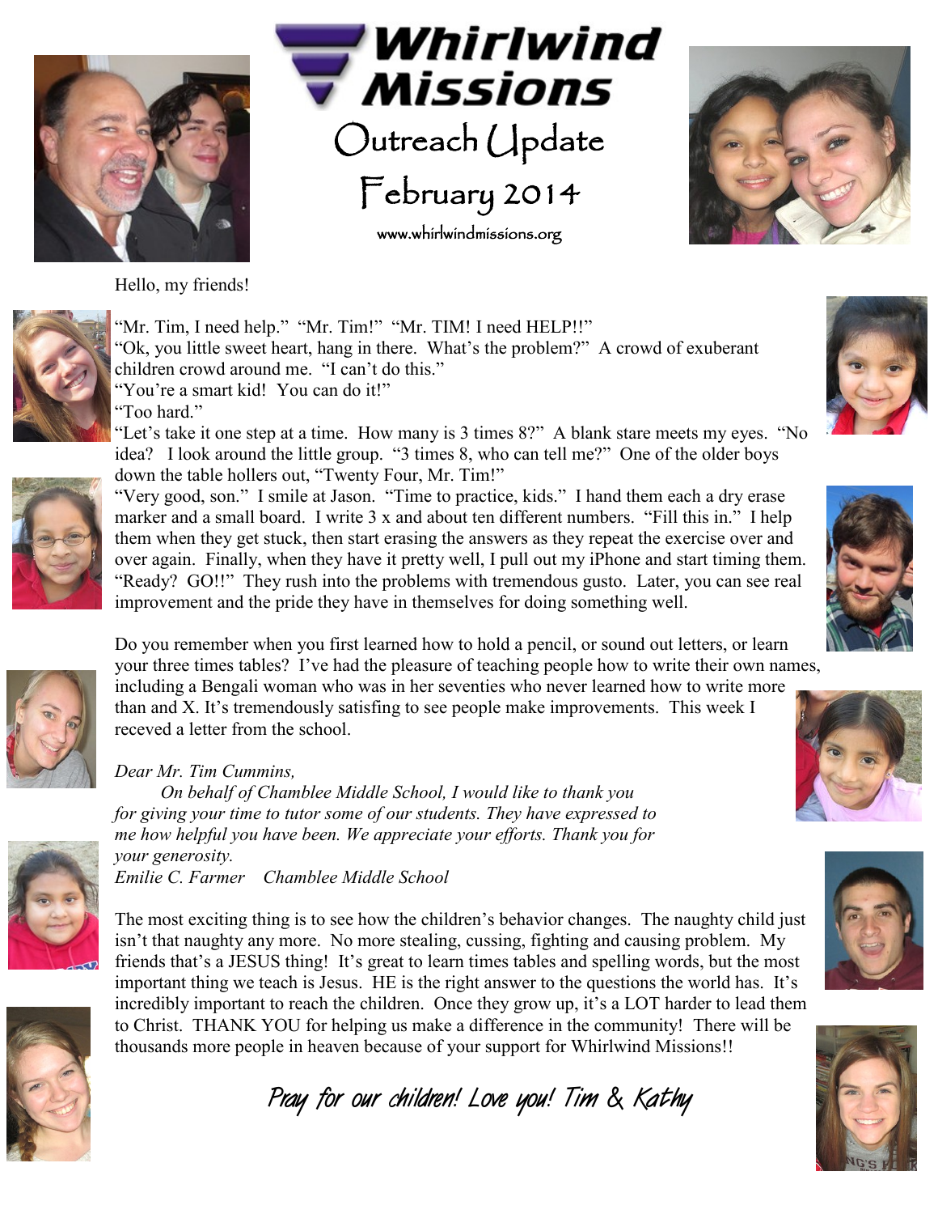# Whirlwind Missions

## Outreach Update

## February 2014

www.whirlwindmissions.org

Hello, my friends!

"Mr. Tim, I need help." "Mr. Tim!" "Mr. TIM! I need HELP!!"
"Ok, you little sweet heart, hang in there. What's the problem?" A crowd of exuberant children crowd around me. "I can't do this."
"You're a smart kid! You can do it!"
"Too hard."
"Let's take it one step at a time. How many is 3 times 8?" A blank stare meets my eyes. "No idea? I look around the little group. "3 times 8, who can tell me?" One of the older boys down the table hollers out, "Twenty Four, Mr. Tim!"
"Very good, son." I smile at Jason. "Time to practice, kids." I hand them each a dry erase marker and a small board. I write 3 x and about ten different numbers. "Fill this in." I help them when they get stuck, then start erasing the answers as they repeat the exercise over and over again. Finally, when they have it pretty well, I pull out my iPhone and start timing them. "Ready? GO!!" They rush into the problems with tremendous gusto. Later, you can see real improvement and the pride they have in themselves for doing something well.

Do you remember when you first learned how to hold a pencil, or sound out letters, or learn your three times tables? I've had the pleasure of teaching people how to write their own names, including a Bengali woman who was in her seventies who never learned how to write more than and X. It's tremendously satisfing to see people make improvements. This week I receved a letter from the school.

*Dear Mr. Tim Cummins,*
*On behalf of Chamblee Middle School, I would like to thank you for giving your time to tutor some of our students. They have expressed to me how helpful you have been. We appreciate your efforts. Thank you for your generosity.*
*Emilie C. Farmer    Chamblee Middle School*

The most exciting thing is to see how the children's behavior changes. The naughty child just isn't that naughty any more. No more stealing, cussing, fighting and causing problem. My friends that's a JESUS thing! It's great to learn times tables and spelling words, but the most important thing we teach is Jesus. HE is the right answer to the questions the world has. It's incredibly important to reach the children. Once they grow up, it's a LOT harder to lead them to Christ. THANK YOU for helping us make a difference in the community! There will be thousands more people in heaven because of your support for Whirlwind Missions!!

*Pray for our children! Love you! Tim & Kathy*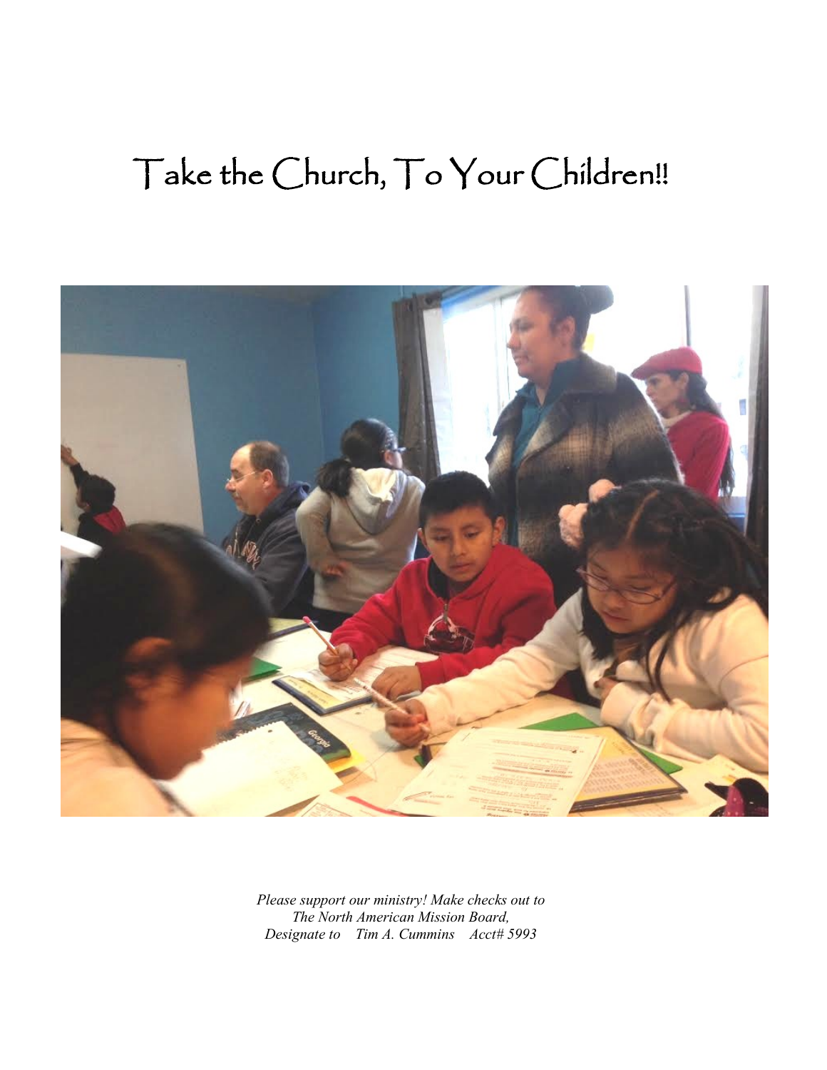# Take the Church, To Your Children!!

*Please support our ministry! Make checks out to*
*The North American Mission Board,*
*Designate to Tim A. Cummins Acct# 5993*